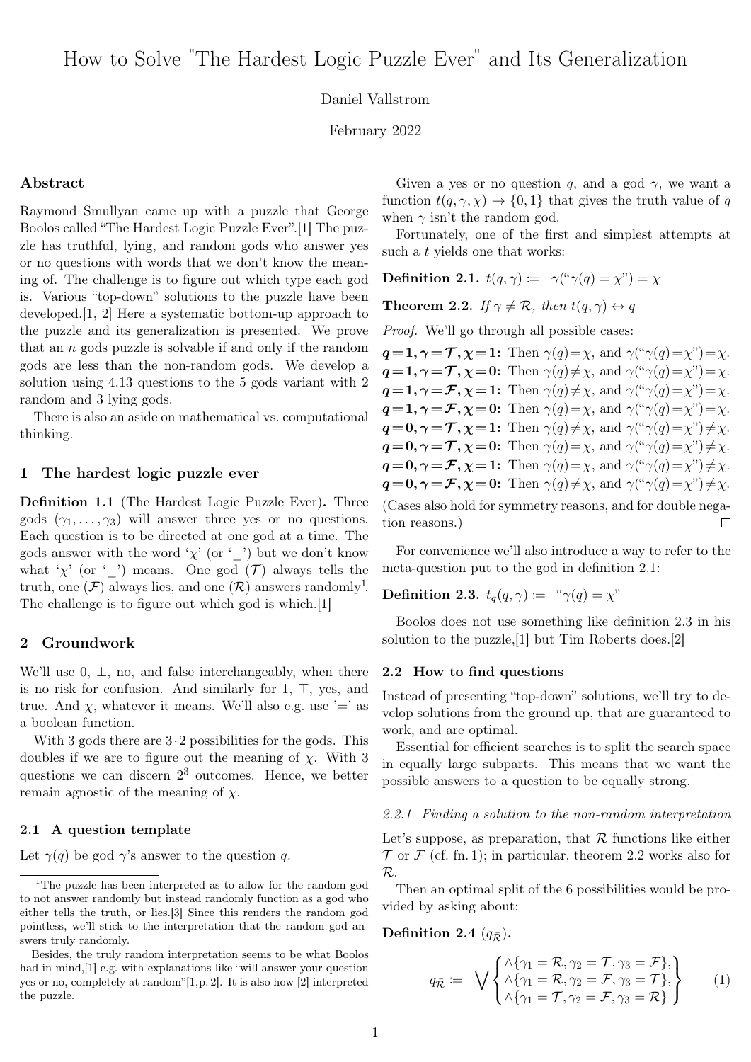# How to Solve "The Hardest Logic Puzzle Ever" and Its Generalization

Daniel Vallstrom

February 2022

### Abstract

Raymond Smullyan came up with a puzzle that George Boolos called "The Hardest Logic Puzzle Ever".[1] The puzzle has truthful, lying, and random gods who answer yes or no questions with words that we don't know the meaning of. The challenge is to figure out which type each god is. Various "top-down" solutions to the puzzle have been developed.[1, 2] Here a systematic bottom-up approach to the puzzle and its generalization is presented. We prove that an $n$ gods puzzle is solvable if and only if the random gods are less than the non-random gods. We develop a solution using 4.13 questions to the 5 gods variant with 2 random and 3 lying gods.

There is also an aside on mathematical vs. computational thinking.

## 1 The hardest logic puzzle ever

**Definition 1.1** (The Hardest Logic Puzzle Ever)**.** Three gods $(\gamma_1, \ldots, \gamma_3)$ will answer three yes or no questions. Each question is to be directed at one god at a time. The gods answer with the word '$\chi$' (or '\_') but we don't know what '$\chi$' (or '\_') means. One god ($\mathcal{T}$) always tells the truth, one ($\mathcal{F}$) always lies, and one ($\mathcal{R}$) answers randomly[1]. The challenge is to figure out which god is which.[1]

## 2 Groundwork

We'll use 0, $\bot$, no, and false interchangeably, when there is no risk for confusion. And similarly for 1, $\top$, yes, and true. And $\chi$, whatever it means. We'll also e.g. use '=' as a boolean function.

With 3 gods there are $3 \cdot 2$ possibilities for the gods. This doubles if we are to figure out the meaning of $\chi$. With 3 questions we can discern $2^3$ outcomes. Hence, we better remain agnostic of the meaning of $\chi$.

### 2.1 A question template

Let $\gamma(q)$ be god $\gamma$'s answer to the question $q$.

Given a yes or no question $q$, and a god $\gamma$, we want a function $t(q, \gamma, \chi) \to \{0, 1\}$ that gives the truth value of $q$ when $\gamma$ isn't the random god.

Fortunately, one of the first and simplest attempts at such a $t$ yields one that works:

**Definition 2.1.** $t(q, \gamma) :=\ \ \gamma(\text{"}\gamma(q) = \chi\text{"}) = \chi$

**Theorem 2.2.** *If $\gamma \neq \mathcal{R}$, then $t(q, \gamma) \leftrightarrow q$*

*Proof.* We'll go through all possible cases:

$\boldsymbol{q = 1, \gamma = \mathcal{T}, \chi = 1}$: Then $\gamma(q) = \chi$, and $\gamma(\text{"}\gamma(q) = \chi\text{"}) = \chi$.
$\boldsymbol{q = 1, \gamma = \mathcal{T}, \chi = 0}$: Then $\gamma(q) \neq \chi$, and $\gamma(\text{"}\gamma(q) = \chi\text{"}) = \chi$.
$\boldsymbol{q = 1, \gamma = \mathcal{F}, \chi = 1}$: Then $\gamma(q) \neq \chi$, and $\gamma(\text{"}\gamma(q) = \chi\text{"}) = \chi$.
$\boldsymbol{q = 1, \gamma = \mathcal{F}, \chi = 0}$: Then $\gamma(q) = \chi$, and $\gamma(\text{"}\gamma(q) = \chi\text{"}) = \chi$.
$\boldsymbol{q = 0, \gamma = \mathcal{T}, \chi = 1}$: Then $\gamma(q) \neq \chi$, and $\gamma(\text{"}\gamma(q) = \chi\text{"}) \neq \chi$.
$\boldsymbol{q = 0, \gamma = \mathcal{T}, \chi = 0}$: Then $\gamma(q) = \chi$, and $\gamma(\text{"}\gamma(q) = \chi\text{"}) \neq \chi$.
$\boldsymbol{q = 0, \gamma = \mathcal{F}, \chi = 1}$: Then $\gamma(q) = \chi$, and $\gamma(\text{"}\gamma(q) = \chi\text{"}) \neq \chi$.
$\boldsymbol{q = 0, \gamma = \mathcal{F}, \chi = 0}$: Then $\gamma(q) \neq \chi$, and $\gamma(\text{"}\gamma(q) = \chi\text{"}) \neq \chi$.

(Cases also hold for symmetry reasons, and for double negation reasons.) □

For convenience we'll also introduce a way to refer to the meta-question put to the god in definition 2.1:

**Definition 2.3.** $t_q(q, \gamma) :=\ \ \text{"}\gamma(q) = \chi\text{"}$

Boolos does not use something like definition 2.3 in his solution to the puzzle,[1] but Tim Roberts does.[2]

### 2.2 How to find questions

Instead of presenting "top-down" solutions, we'll try to develop solutions from the ground up, that are guaranteed to work, and are optimal.

Essential for efficient searches is to split the search space in equally large subparts. This means that we want the possible answers to a question to be equally strong.

#### 2.2.1 Finding a solution to the non-random interpretation

Let's suppose, as preparation, that $\mathcal{R}$ functions like either $\mathcal{T}$ or $\mathcal{F}$ (cf. fn. 1); in particular, theorem 2.2 works also for $\mathcal{R}$.

Then an optimal split of the 6 possibilities would be provided by asking about:

**Definition 2.4** ($q_{\bar{\mathcal{R}}}$)**.**

$$q_{\bar{\mathcal{R}}} := \bigvee \left\{ \begin{array}{l} \wedge\{\gamma_1 = \mathcal{R}, \gamma_2 = \mathcal{T}, \gamma_3 = \mathcal{F}\}, \\ \wedge\{\gamma_1 = \mathcal{R}, \gamma_2 = \mathcal{F}, \gamma_3 = \mathcal{T}\}, \\ \wedge\{\gamma_1 = \mathcal{T}, \gamma_2 = \mathcal{F}, \gamma_3 = \mathcal{R}\} \end{array} \right\} \tag{1}$$

---

[1] The puzzle has been interpreted as to allow for the random god to not answer randomly but instead randomly function as a god who either tells the truth, or lies.[3] Since this renders the random god pointless, we'll stick to the interpretation that the random god answers truly randomly.

Besides, the truly random interpretation seems to be what Boolos had in mind,[1] e.g. with explanations like "will answer your question yes or no, completely at random"[1, p. 2]. It is also how [2] interpreted the puzzle.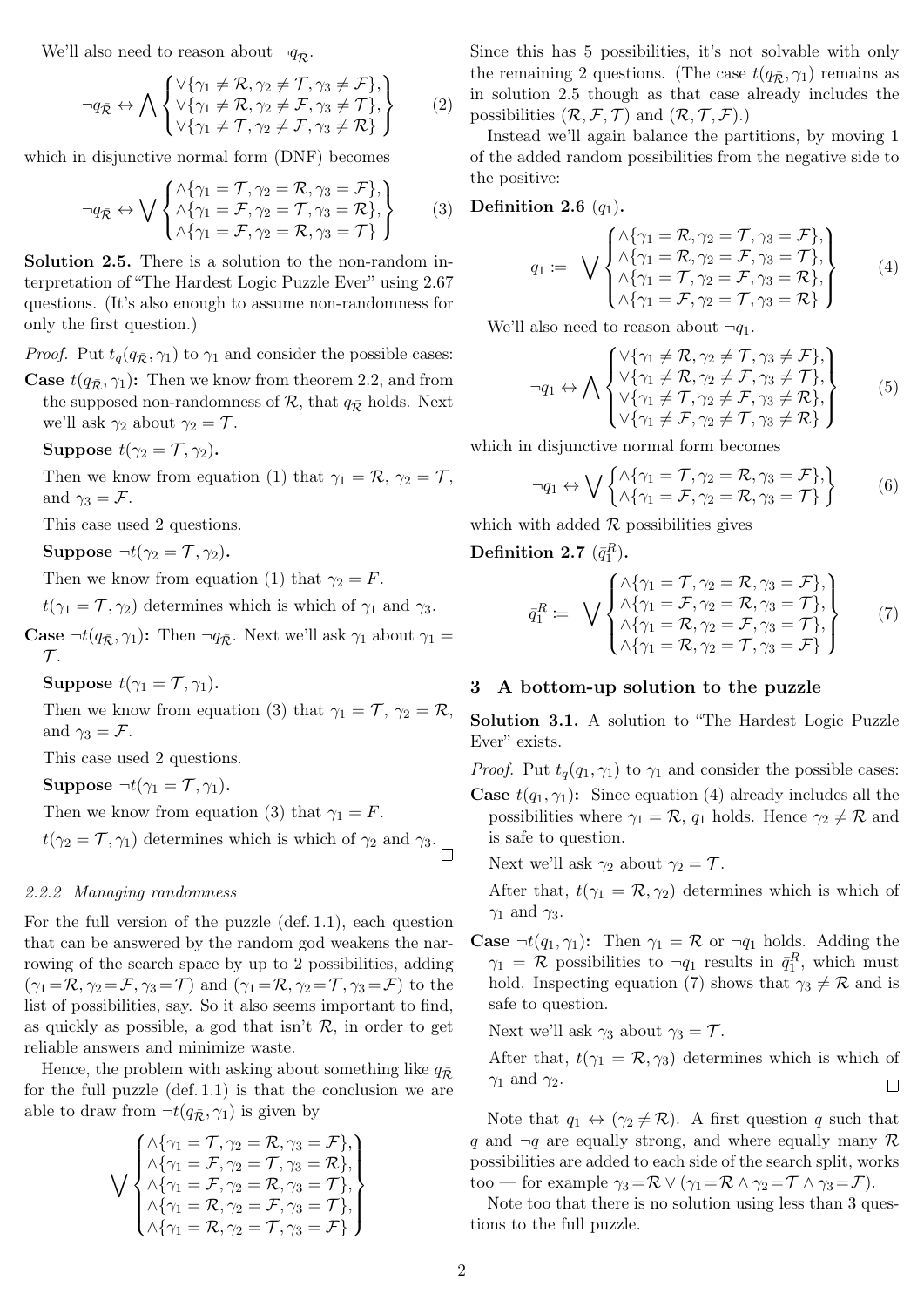We'll also need to reason about $\neg q_{\bar{\mathcal{R}}}$.

$$\neg q_{\bar{\mathcal{R}}} \leftrightarrow \bigwedge \begin{Bmatrix} \vee\{\gamma_1 \neq \mathcal{R}, \gamma_2 \neq \mathcal{T}, \gamma_3 \neq \mathcal{F}\}, \\ \vee\{\gamma_1 \neq \mathcal{R}, \gamma_2 \neq \mathcal{F}, \gamma_3 \neq \mathcal{T}\}, \\ \vee\{\gamma_1 \neq \mathcal{T}, \gamma_2 \neq \mathcal{F}, \gamma_3 \neq \mathcal{R}\} \end{Bmatrix} \tag{2}$$

which in disjunctive normal form (DNF) becomes

$$\neg q_{\bar{\mathcal{R}}} \leftrightarrow \bigvee \begin{Bmatrix} \wedge\{\gamma_1 = \mathcal{T}, \gamma_2 = \mathcal{R}, \gamma_3 = \mathcal{F}\}, \\ \wedge\{\gamma_1 = \mathcal{F}, \gamma_2 = \mathcal{T}, \gamma_3 = \mathcal{R}\}, \\ \wedge\{\gamma_1 = \mathcal{F}, \gamma_2 = \mathcal{R}, \gamma_3 = \mathcal{T}\} \end{Bmatrix} \tag{3}$$

**Solution 2.5.** There is a solution to the non-random interpretation of "The Hardest Logic Puzzle Ever" using 2.67 questions. (It's also enough to assume non-randomness for only the first question.)

*Proof.* Put $t_q(q_{\bar{\mathcal{R}}}, \gamma_1)$ to $\gamma_1$ and consider the possible cases:

**Case $t(q_{\bar{\mathcal{R}}}, \gamma_1)$:** Then we know from theorem 2.2, and from the supposed non-randomness of $\mathcal{R}$, that $q_{\bar{\mathcal{R}}}$ holds. Next we'll ask $\gamma_2$ about $\gamma_2 = \mathcal{T}$.

**Suppose $t(\gamma_2 = \mathcal{T}, \gamma_2)$.**

Then we know from equation (1) that $\gamma_1 = \mathcal{R}$, $\gamma_2 = \mathcal{T}$, and $\gamma_3 = \mathcal{F}$.

This case used 2 questions.

**Suppose $\neg t(\gamma_2 = \mathcal{T}, \gamma_2)$.**

Then we know from equation (1) that $\gamma_2 = F$.

$t(\gamma_1 = \mathcal{T}, \gamma_2)$ determines which is which of $\gamma_1$ and $\gamma_3$.

**Case $\neg t(q_{\bar{\mathcal{R}}}, \gamma_1)$:** Then $\neg q_{\bar{\mathcal{R}}}$. Next we'll ask $\gamma_1$ about $\gamma_1 = \mathcal{T}$.

**Suppose $t(\gamma_1 = \mathcal{T}, \gamma_1)$.**

Then we know from equation (3) that $\gamma_1 = \mathcal{T}$, $\gamma_2 = \mathcal{R}$, and $\gamma_3 = \mathcal{F}$.

This case used 2 questions.

**Suppose $\neg t(\gamma_1 = \mathcal{T}, \gamma_1)$.**

Then we know from equation (3) that $\gamma_1 = F$.

$t(\gamma_2 = \mathcal{T}, \gamma_1)$ determines which is which of $\gamma_2$ and $\gamma_3$. □

#### 2.2.2 Managing randomness

For the full version of the puzzle (def. 1.1), each question that can be answered by the random god weakens the narrowing of the search space by up to 2 possibilities, adding $(\gamma_1 = \mathcal{R}, \gamma_2 = \mathcal{F}, \gamma_3 = \mathcal{T})$ and $(\gamma_1 = \mathcal{R}, \gamma_2 = \mathcal{T}, \gamma_3 = \mathcal{F})$ to the list of possibilities, say. So it also seems important to find, as quickly as possible, a god that isn't $\mathcal{R}$, in order to get reliable answers and minimize waste.

Hence, the problem with asking about something like $q_{\bar{\mathcal{R}}}$ for the full puzzle (def. 1.1) is that the conclusion we are able to draw from $\neg t(q_{\bar{\mathcal{R}}}, \gamma_1)$ is given by

$$\bigvee \begin{Bmatrix} \wedge\{\gamma_1 = \mathcal{T}, \gamma_2 = \mathcal{R}, \gamma_3 = \mathcal{F}\}, \\ \wedge\{\gamma_1 = \mathcal{F}, \gamma_2 = \mathcal{T}, \gamma_3 = \mathcal{R}\}, \\ \wedge\{\gamma_1 = \mathcal{F}, \gamma_2 = \mathcal{R}, \gamma_3 = \mathcal{T}\}, \\ \wedge\{\gamma_1 = \mathcal{R}, \gamma_2 = \mathcal{F}, \gamma_3 = \mathcal{T}\}, \\ \wedge\{\gamma_1 = \mathcal{R}, \gamma_2 = \mathcal{T}, \gamma_3 = \mathcal{F}\} \end{Bmatrix}$$

Since this has 5 possibilities, it's not solvable with only the remaining 2 questions. (The case $t(q_{\bar{\mathcal{R}}}, \gamma_1)$ remains as in solution 2.5 though as that case already includes the possibilities $(\mathcal{R}, \mathcal{F}, \mathcal{T})$ and $(\mathcal{R}, \mathcal{T}, \mathcal{F})$.)

Instead we'll again balance the partitions, by moving 1 of the added random possibilities from the negative side to the positive:

**Definition 2.6** ($q_1$)**.**

$$q_1 := \bigvee \begin{Bmatrix} \wedge\{\gamma_1 = \mathcal{R}, \gamma_2 = \mathcal{T}, \gamma_3 = \mathcal{F}\}, \\ \wedge\{\gamma_1 = \mathcal{R}, \gamma_2 = \mathcal{F}, \gamma_3 = \mathcal{T}\}, \\ \wedge\{\gamma_1 = \mathcal{T}, \gamma_2 = \mathcal{F}, \gamma_3 = \mathcal{R}\}, \\ \wedge\{\gamma_1 = \mathcal{F}, \gamma_2 = \mathcal{T}, \gamma_3 = \mathcal{R}\} \end{Bmatrix} \tag{4}$$

We'll also need to reason about $\neg q_1$.

$$\neg q_1 \leftrightarrow \bigwedge \begin{Bmatrix} \vee\{\gamma_1 \neq \mathcal{R}, \gamma_2 \neq \mathcal{T}, \gamma_3 \neq \mathcal{F}\}, \\ \vee\{\gamma_1 \neq \mathcal{R}, \gamma_2 \neq \mathcal{F}, \gamma_3 \neq \mathcal{T}\}, \\ \vee\{\gamma_1 \neq \mathcal{T}, \gamma_2 \neq \mathcal{F}, \gamma_3 \neq \mathcal{R}\}, \\ \vee\{\gamma_1 \neq \mathcal{F}, \gamma_2 \neq \mathcal{T}, \gamma_3 \neq \mathcal{R}\} \end{Bmatrix} \tag{5}$$

which in disjunctive normal form becomes

$$\neg q_1 \leftrightarrow \bigvee \begin{Bmatrix} \wedge\{\gamma_1 = \mathcal{T}, \gamma_2 = \mathcal{R}, \gamma_3 = \mathcal{F}\}, \\ \wedge\{\gamma_1 = \mathcal{F}, \gamma_2 = \mathcal{R}, \gamma_3 = \mathcal{T}\} \end{Bmatrix} \tag{6}$$

which with added $\mathcal{R}$ possibilities gives

**Definition 2.7** ($\bar{q}_1^R$)**.**

$$\bar{q}_1^R := \bigvee \begin{Bmatrix} \wedge\{\gamma_1 = \mathcal{T}, \gamma_2 = \mathcal{R}, \gamma_3 = \mathcal{F}\}, \\ \wedge\{\gamma_1 = \mathcal{F}, \gamma_2 = \mathcal{R}, \gamma_3 = \mathcal{T}\}, \\ \wedge\{\gamma_1 = \mathcal{R}, \gamma_2 = \mathcal{F}, \gamma_3 = \mathcal{T}\}, \\ \wedge\{\gamma_1 = \mathcal{R}, \gamma_2 = \mathcal{T}, \gamma_3 = \mathcal{F}\} \end{Bmatrix} \tag{7}$$

## 3 A bottom-up solution to the puzzle

**Solution 3.1.** A solution to "The Hardest Logic Puzzle Ever" exists.

*Proof.* Put $t_q(q_1, \gamma_1)$ to $\gamma_1$ and consider the possible cases:

**Case $t(q_1, \gamma_1)$:** Since equation (4) already includes all the possibilities where $\gamma_1 = \mathcal{R}$, $q_1$ holds. Hence $\gamma_2 \neq \mathcal{R}$ and is safe to question.

Next we'll ask $\gamma_2$ about $\gamma_2 = \mathcal{T}$.

After that, $t(\gamma_1 = \mathcal{R}, \gamma_2)$ determines which is which of $\gamma_1$ and $\gamma_3$.

**Case $\neg t(q_1, \gamma_1)$:** Then $\gamma_1 = \mathcal{R}$ or $\neg q_1$ holds. Adding the $\gamma_1 = \mathcal{R}$ possibilities to $\neg q_1$ results in $\bar{q}_1^R$, which must hold. Inspecting equation (7) shows that $\gamma_3 \neq \mathcal{R}$ and is safe to question.

Next we'll ask $\gamma_3$ about $\gamma_3 = \mathcal{T}$.

After that, $t(\gamma_1 = \mathcal{R}, \gamma_3)$ determines which is which of $\gamma_1$ and $\gamma_2$. □

Note that $q_1 \leftrightarrow (\gamma_2 \neq \mathcal{R})$. A first question $q$ such that $q$ and $\neg q$ are equally strong, and where equally many $\mathcal{R}$ possibilities are added to each side of the search split, works too — for example $\gamma_3 = \mathcal{R} \vee (\gamma_1 = \mathcal{R} \wedge \gamma_2 = \mathcal{T} \wedge \gamma_3 = \mathcal{F})$.

Note too that there is no solution using less than 3 questions to the full puzzle.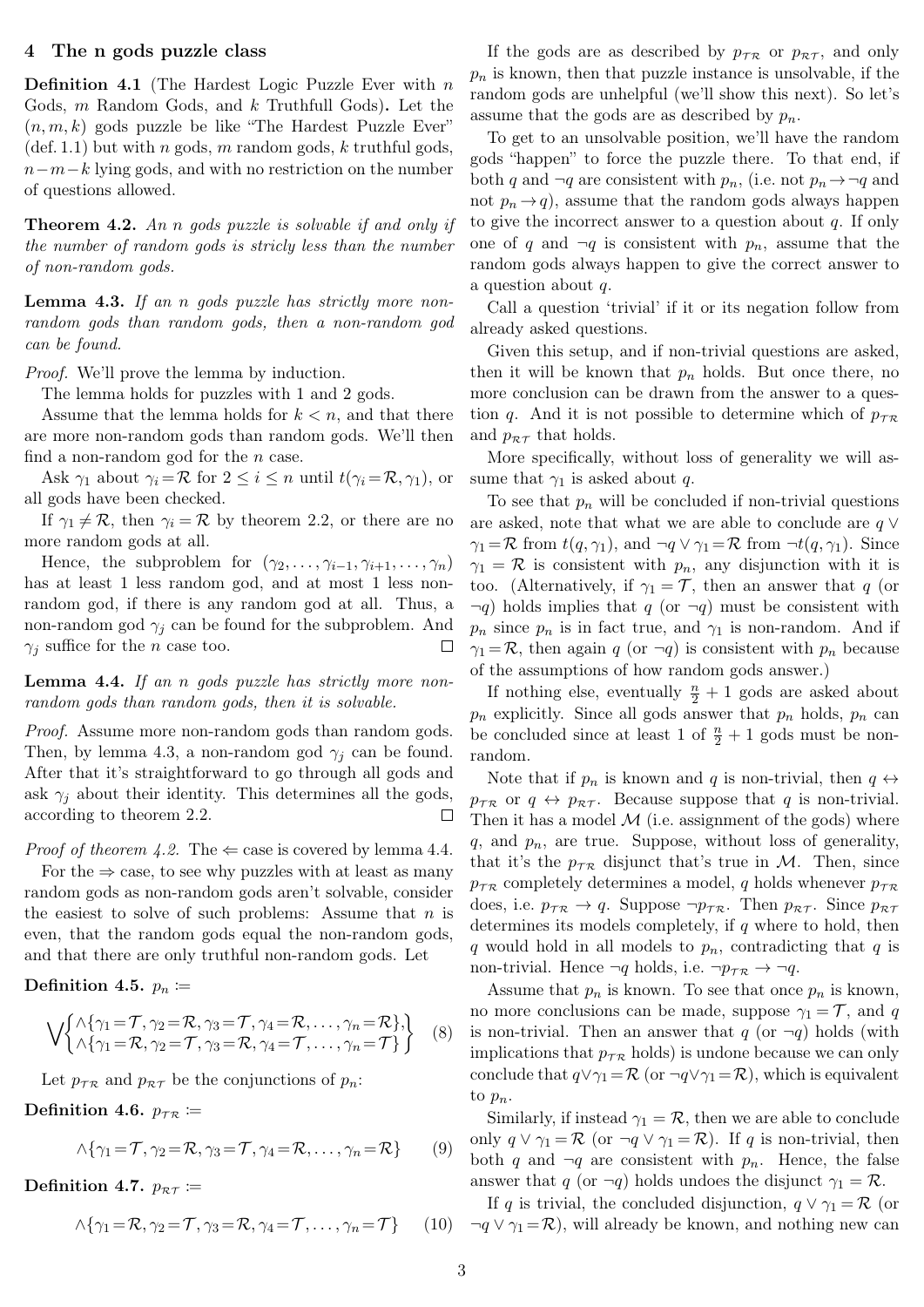## 4 The n gods puzzle class

**Definition 4.1** (The Hardest Logic Puzzle Ever with $n$ Gods, $m$ Random Gods, and $k$ Truthfull Gods)**.** Let the $(n, m, k)$ gods puzzle be like "The Hardest Puzzle Ever" (def. 1.1) but with $n$ gods, $m$ random gods, $k$ truthful gods, $n-m-k$ lying gods, and with no restriction on the number of questions allowed.

**Theorem 4.2.** *An n gods puzzle is solvable if and only if the number of random gods is stricly less than the number of non-random gods.*

**Lemma 4.3.** *If an n gods puzzle has strictly more non-random gods than random gods, then a non-random god can be found.*

*Proof.* We'll prove the lemma by induction.

The lemma holds for puzzles with 1 and 2 gods.

Assume that the lemma holds for $k < n$, and that there are more non-random gods than random gods. We'll then find a non-random god for the $n$ case.

Ask $\gamma_1$ about $\gamma_i = \mathcal{R}$ for $2 \leq i \leq n$ until $t(\gamma_i = \mathcal{R}, \gamma_1)$, or all gods have been checked.

If $\gamma_1 \neq \mathcal{R}$, then $\gamma_i = \mathcal{R}$ by theorem 2.2, or there are no more random gods at all.

Hence, the subproblem for $(\gamma_2, \ldots, \gamma_{i-1}, \gamma_{i+1}, \ldots, \gamma_n)$ has at least 1 less random god, and at most 1 less non-random god, if there is any random god at all. Thus, a non-random god $\gamma_j$ can be found for the subproblem. And $\gamma_j$ suffice for the $n$ case too. □

**Lemma 4.4.** *If an n gods puzzle has strictly more non-random gods than random gods, then it is solvable.*

*Proof.* Assume more non-random gods than random gods. Then, by lemma 4.3, a non-random god $\gamma_j$ can be found. After that it's straightforward to go through all gods and ask $\gamma_j$ about their identity. This determines all the gods, according to theorem 2.2. □

*Proof of theorem 4.2.* The $\Leftarrow$ case is covered by lemma 4.4.

For the $\Rightarrow$ case, to see why puzzles with at least as many random gods as non-random gods aren't solvable, consider the easiest to solve of such problems: Assume that $n$ is even, that the random gods equal the non-random gods, and that there are only truthful non-random gods. Let

**Definition 4.5.** $p_n :=$

$$\bigvee \begin{Bmatrix} \wedge\{\gamma_1 = \mathcal{T}, \gamma_2 = \mathcal{R}, \gamma_3 = \mathcal{T}, \gamma_4 = \mathcal{R}, \ldots, \gamma_n = \mathcal{R}\}, \\ \wedge\{\gamma_1 = \mathcal{R}, \gamma_2 = \mathcal{T}, \gamma_3 = \mathcal{R}, \gamma_4 = \mathcal{T}, \ldots, \gamma_n = \mathcal{T}\} \end{Bmatrix} \quad (8)$$

Let $p_{\mathcal{TR}}$ and $p_{\mathcal{RT}}$ be the conjunctions of $p_n$:

**Definition 4.6.** $p_{\mathcal{TR}} :=$

$$\wedge\{\gamma_1 = \mathcal{T}, \gamma_2 = \mathcal{R}, \gamma_3 = \mathcal{T}, \gamma_4 = \mathcal{R}, \ldots, \gamma_n = \mathcal{R}\} \quad (9)$$

**Definition 4.7.** $p_{\mathcal{RT}} :=$

$$\wedge\{\gamma_1 = \mathcal{R}, \gamma_2 = \mathcal{T}, \gamma_3 = \mathcal{R}, \gamma_4 = \mathcal{T}, \ldots, \gamma_n = \mathcal{T}\} \quad (10)$$

If the gods are as described by $p_{\mathcal{TR}}$ or $p_{\mathcal{RT}}$, and only $p_n$ is known, then that puzzle instance is unsolvable, if the random gods are unhelpful (we'll show this next). So let's assume that the gods are as described by $p_n$.

To get to an unsolvable position, we'll have the random gods "happen" to force the puzzle there. To that end, if both $q$ and $\neg q$ are consistent with $p_n$, (i.e. not $p_n \to \neg q$ and not $p_n \to q$), assume that the random gods always happen to give the incorrect answer to a question about $q$. If only one of $q$ and $\neg q$ is consistent with $p_n$, assume that the random gods always happen to give the correct answer to a question about $q$.

Call a question 'trivial' if it or its negation follow from already asked questions.

Given this setup, and if non-trivial questions are asked, then it will be known that $p_n$ holds. But once there, no more conclusion can be drawn from the answer to a question $q$. And it is not possible to determine which of $p_{\mathcal{TR}}$ and $p_{\mathcal{RT}}$ that holds.

More specifically, without loss of generality we will assume that $\gamma_1$ is asked about $q$.

To see that $p_n$ will be concluded if non-trivial questions are asked, note that what we are able to conclude are $q \vee \gamma_1 = \mathcal{R}$ from $t(q, \gamma_1)$, and $\neg q \vee \gamma_1 = \mathcal{R}$ from $\neg t(q, \gamma_1)$. Since $\gamma_1 = \mathcal{R}$ is consistent with $p_n$, any disjunction with it is too. (Alternatively, if $\gamma_1 = \mathcal{T}$, then an answer that $q$ (or $\neg q$) holds implies that $q$ (or $\neg q$) must be consistent with $p_n$ since $p_n$ is in fact true, and $\gamma_1$ is non-random. And if $\gamma_1 = \mathcal{R}$, then again $q$ (or $\neg q$) is consistent with $p_n$ because of the assumptions of how random gods answer.)

If nothing else, eventually $\frac{n}{2} + 1$ gods are asked about $p_n$ explicitly. Since all gods answer that $p_n$ holds, $p_n$ can be concluded since at least 1 of $\frac{n}{2} + 1$ gods must be non-random.

Note that if $p_n$ is known and $q$ is non-trivial, then $q \leftrightarrow p_{\mathcal{TR}}$ or $q \leftrightarrow p_{\mathcal{RT}}$. Because suppose that $q$ is non-trivial. Then it has a model $\mathcal{M}$ (i.e. assignment of the gods) where $q$, and $p_n$, are true. Suppose, without loss of generality, that it's the $p_{\mathcal{TR}}$ disjunct that's true in $\mathcal{M}$. Then, since $p_{\mathcal{TR}}$ completely determines a model, $q$ holds whenever $p_{\mathcal{TR}}$ does, i.e. $p_{\mathcal{TR}} \to q$. Suppose $\neg p_{\mathcal{TR}}$. Then $p_{\mathcal{RT}}$. Since $p_{\mathcal{RT}}$ determines its models completely, if $q$ where to hold, then $q$ would hold in all models to $p_n$, contradicting that $q$ is non-trivial. Hence $\neg q$ holds, i.e. $\neg p_{\mathcal{TR}} \to \neg q$.

Assume that $p_n$ is known. To see that once $p_n$ is known, no more conclusions can be made, suppose $\gamma_1 = \mathcal{T}$, and $q$ is non-trivial. Then an answer that $q$ (or $\neg q$) holds (with implications that $p_{\mathcal{TR}}$ holds) is undone because we can only conclude that $q \vee \gamma_1 = \mathcal{R}$ (or $\neg q \vee \gamma_1 = \mathcal{R}$), which is equivalent to $p_n$.

Similarly, if instead $\gamma_1 = \mathcal{R}$, then we are able to conclude only $q \vee \gamma_1 = \mathcal{R}$ (or $\neg q \vee \gamma_1 = \mathcal{R}$). If $q$ is non-trivial, then both $q$ and $\neg q$ are consistent with $p_n$. Hence, the false answer that $q$ (or $\neg q$) holds undoes the disjunct $\gamma_1 = \mathcal{R}$.

If $q$ is trivial, the concluded disjunction, $q \vee \gamma_1 = \mathcal{R}$ (or $\neg q \vee \gamma_1 = \mathcal{R}$), will already be known, and nothing new can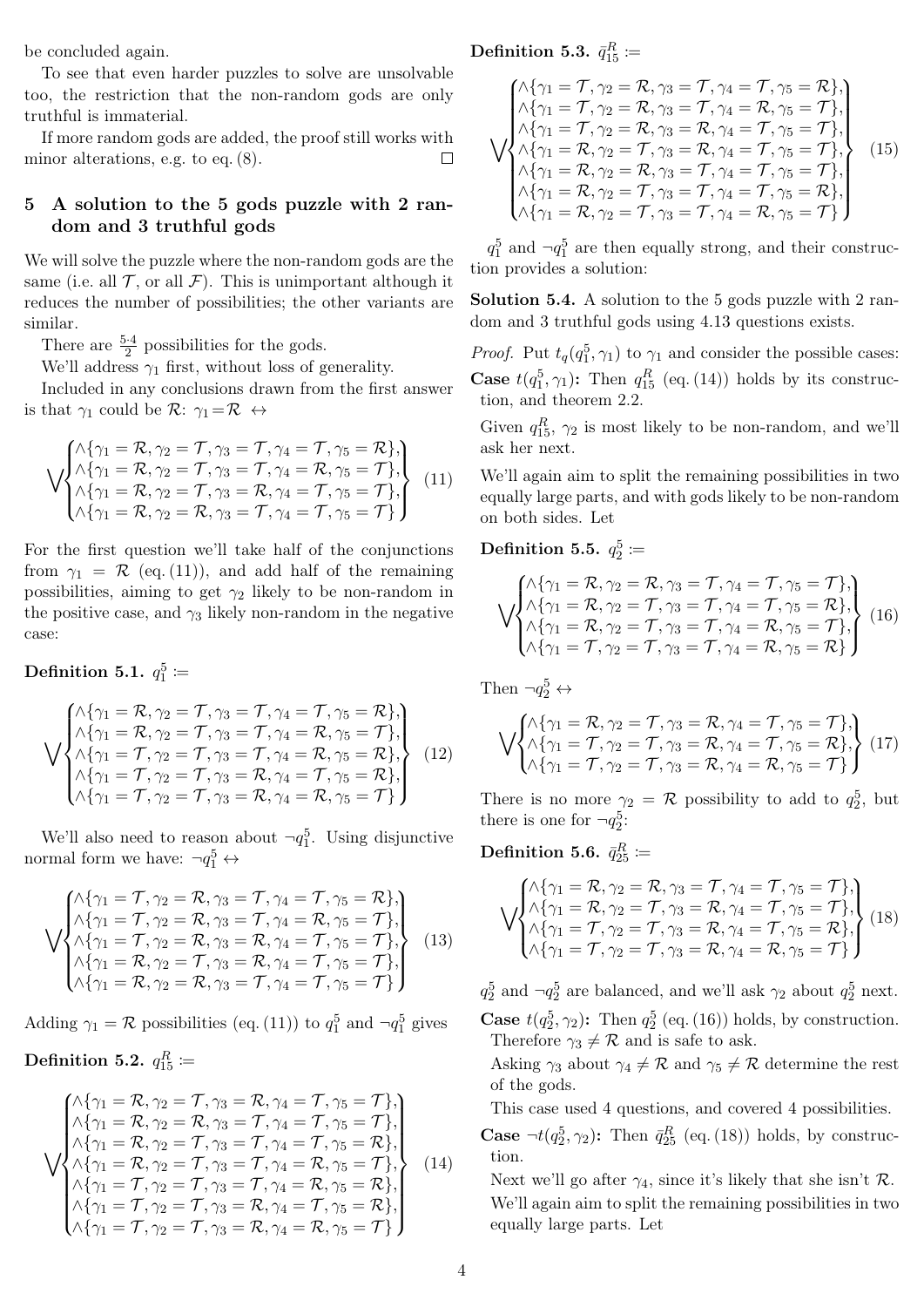be concluded again.

To see that even harder puzzles to solve are unsolvable too, the restriction that the non-random gods are only truthful is immaterial.

If more random gods are added, the proof still works with minor alterations, e.g. to eq. (8). □

## 5 A solution to the 5 gods puzzle with 2 random and 3 truthful gods

We will solve the puzzle where the non-random gods are the same (i.e. all $\mathcal{T}$, or all $\mathcal{F}$). This is unimportant although it reduces the number of possibilities; the other variants are similar.

There are $\frac{5\cdot 4}{2}$ possibilities for the gods.

We'll address $\gamma_1$ first, without loss of generality.

Included in any conclusions drawn from the first answer is that $\gamma_1$ could be $\mathcal{R}$: $\gamma_1 = \mathcal{R} \leftrightarrow$

$$\bigvee\begin{Bmatrix}\wedge\{\gamma_1=\mathcal{R},\gamma_2=\mathcal{T},\gamma_3=\mathcal{T},\gamma_4=\mathcal{T},\gamma_5=\mathcal{R}\},\\ \wedge\{\gamma_1=\mathcal{R},\gamma_2=\mathcal{T},\gamma_3=\mathcal{T},\gamma_4=\mathcal{R},\gamma_5=\mathcal{T}\},\\ \wedge\{\gamma_1=\mathcal{R},\gamma_2=\mathcal{T},\gamma_3=\mathcal{R},\gamma_4=\mathcal{T},\gamma_5=\mathcal{T}\},\\ \wedge\{\gamma_1=\mathcal{R},\gamma_2=\mathcal{R},\gamma_3=\mathcal{T},\gamma_4=\mathcal{T},\gamma_5=\mathcal{T}\}\end{Bmatrix} \tag{11}$$

For the first question we'll take half of the conjunctions from $\gamma_1 = \mathcal{R}$ (eq. (11)), and add half of the remaining possibilities, aiming to get $\gamma_2$ likely to be non-random in the positive case, and $\gamma_3$ likely non-random in the negative case:

**Definition 5.1.** $q_1^5 :=$

$$\bigvee\begin{Bmatrix}\wedge\{\gamma_1=\mathcal{R},\gamma_2=\mathcal{T},\gamma_3=\mathcal{T},\gamma_4=\mathcal{T},\gamma_5=\mathcal{R}\},\\ \wedge\{\gamma_1=\mathcal{R},\gamma_2=\mathcal{T},\gamma_3=\mathcal{T},\gamma_4=\mathcal{R},\gamma_5=\mathcal{T}\},\\ \wedge\{\gamma_1=\mathcal{T},\gamma_2=\mathcal{T},\gamma_3=\mathcal{T},\gamma_4=\mathcal{R},\gamma_5=\mathcal{R}\},\\ \wedge\{\gamma_1=\mathcal{T},\gamma_2=\mathcal{T},\gamma_3=\mathcal{R},\gamma_4=\mathcal{T},\gamma_5=\mathcal{R}\},\\ \wedge\{\gamma_1=\mathcal{T},\gamma_2=\mathcal{T},\gamma_3=\mathcal{R},\gamma_4=\mathcal{R},\gamma_5=\mathcal{T}\}\end{Bmatrix} \tag{12}$$

We'll also need to reason about $\neg q_1^5$. Using disjunctive normal form we have: $\neg q_1^5 \leftrightarrow$

$$\bigvee\begin{Bmatrix}\wedge\{\gamma_1=\mathcal{T},\gamma_2=\mathcal{R},\gamma_3=\mathcal{T},\gamma_4=\mathcal{T},\gamma_5=\mathcal{R}\},\\ \wedge\{\gamma_1=\mathcal{T},\gamma_2=\mathcal{R},\gamma_3=\mathcal{T},\gamma_4=\mathcal{R},\gamma_5=\mathcal{T}\},\\ \wedge\{\gamma_1=\mathcal{T},\gamma_2=\mathcal{R},\gamma_3=\mathcal{R},\gamma_4=\mathcal{T},\gamma_5=\mathcal{T}\},\\ \wedge\{\gamma_1=\mathcal{R},\gamma_2=\mathcal{T},\gamma_3=\mathcal{R},\gamma_4=\mathcal{T},\gamma_5=\mathcal{T}\},\\ \wedge\{\gamma_1=\mathcal{R},\gamma_2=\mathcal{R},\gamma_3=\mathcal{T},\gamma_4=\mathcal{T},\gamma_5=\mathcal{T}\}\end{Bmatrix} \tag{13}$$

Adding $\gamma_1 = \mathcal{R}$ possibilities (eq. (11)) to $q_1^5$ and $\neg q_1^5$ gives

**Definition 5.2.** $q_{15}^R :=$

$$\bigvee\begin{Bmatrix}\wedge\{\gamma_1=\mathcal{R},\gamma_2=\mathcal{T},\gamma_3=\mathcal{R},\gamma_4=\mathcal{T},\gamma_5=\mathcal{T}\},\\ \wedge\{\gamma_1=\mathcal{R},\gamma_2=\mathcal{R},\gamma_3=\mathcal{T},\gamma_4=\mathcal{T},\gamma_5=\mathcal{T}\},\\ \wedge\{\gamma_1=\mathcal{R},\gamma_2=\mathcal{T},\gamma_3=\mathcal{T},\gamma_4=\mathcal{T},\gamma_5=\mathcal{R}\},\\ \wedge\{\gamma_1=\mathcal{R},\gamma_2=\mathcal{T},\gamma_3=\mathcal{T},\gamma_4=\mathcal{R},\gamma_5=\mathcal{T}\},\\ \wedge\{\gamma_1=\mathcal{T},\gamma_2=\mathcal{T},\gamma_3=\mathcal{T},\gamma_4=\mathcal{R},\gamma_5=\mathcal{R}\},\\ \wedge\{\gamma_1=\mathcal{T},\gamma_2=\mathcal{T},\gamma_3=\mathcal{R},\gamma_4=\mathcal{T},\gamma_5=\mathcal{R}\},\\ \wedge\{\gamma_1=\mathcal{T},\gamma_2=\mathcal{T},\gamma_3=\mathcal{R},\gamma_4=\mathcal{R},\gamma_5=\mathcal{T}\}\end{Bmatrix} \tag{14}$$

**Definition 5.3.** $\bar{q}_{15}^R :=$

$$\bigvee\begin{Bmatrix}\wedge\{\gamma_1=\mathcal{T},\gamma_2=\mathcal{R},\gamma_3=\mathcal{T},\gamma_4=\mathcal{T},\gamma_5=\mathcal{R}\},\\ \wedge\{\gamma_1=\mathcal{T},\gamma_2=\mathcal{R},\gamma_3=\mathcal{T},\gamma_4=\mathcal{R},\gamma_5=\mathcal{T}\},\\ \wedge\{\gamma_1=\mathcal{T},\gamma_2=\mathcal{R},\gamma_3=\mathcal{R},\gamma_4=\mathcal{T},\gamma_5=\mathcal{T}\},\\ \wedge\{\gamma_1=\mathcal{R},\gamma_2=\mathcal{T},\gamma_3=\mathcal{R},\gamma_4=\mathcal{T},\gamma_5=\mathcal{T}\},\\ \wedge\{\gamma_1=\mathcal{R},\gamma_2=\mathcal{R},\gamma_3=\mathcal{T},\gamma_4=\mathcal{T},\gamma_5=\mathcal{T}\},\\ \wedge\{\gamma_1=\mathcal{R},\gamma_2=\mathcal{T},\gamma_3=\mathcal{T},\gamma_4=\mathcal{T},\gamma_5=\mathcal{R}\},\\ \wedge\{\gamma_1=\mathcal{R},\gamma_2=\mathcal{T},\gamma_3=\mathcal{T},\gamma_4=\mathcal{R},\gamma_5=\mathcal{T}\}\end{Bmatrix} \tag{15}$$

$q_1^5$ and $\neg q_1^5$ are then equally strong, and their construction provides a solution:

**Solution 5.4.** A solution to the 5 gods puzzle with 2 random and 3 truthful gods using 4.13 questions exists.

*Proof.* Put $t_q(q_1^5, \gamma_1)$ to $\gamma_1$ and consider the possible cases:

**Case** $t(q_1^5, \gamma_1)$**:** Then $q_{15}^R$ (eq. (14)) holds by its construction, and theorem 2.2.

Given $q_{15}^R$, $\gamma_2$ is most likely to be non-random, and we'll ask her next.

We'll again aim to split the remaining possibilities in two equally large parts, and with gods likely to be non-random on both sides. Let

**Definition 5.5.** $q_2^5 :=$

$$\bigvee\begin{Bmatrix}\wedge\{\gamma_1=\mathcal{R},\gamma_2=\mathcal{R},\gamma_3=\mathcal{T},\gamma_4=\mathcal{T},\gamma_5=\mathcal{T}\},\\ \wedge\{\gamma_1=\mathcal{R},\gamma_2=\mathcal{T},\gamma_3=\mathcal{T},\gamma_4=\mathcal{T},\gamma_5=\mathcal{R}\},\\ \wedge\{\gamma_1=\mathcal{R},\gamma_2=\mathcal{T},\gamma_3=\mathcal{T},\gamma_4=\mathcal{R},\gamma_5=\mathcal{T}\},\\ \wedge\{\gamma_1=\mathcal{T},\gamma_2=\mathcal{T},\gamma_3=\mathcal{T},\gamma_4=\mathcal{R},\gamma_5=\mathcal{R}\}\end{Bmatrix} \tag{16}$$

Then $\neg q_2^5 \leftrightarrow$

$$\bigvee\begin{Bmatrix}\wedge\{\gamma_1=\mathcal{R},\gamma_2=\mathcal{T},\gamma_3=\mathcal{R},\gamma_4=\mathcal{T},\gamma_5=\mathcal{T}\},\\ \wedge\{\gamma_1=\mathcal{T},\gamma_2=\mathcal{T},\gamma_3=\mathcal{R},\gamma_4=\mathcal{T},\gamma_5=\mathcal{R}\},\\ \wedge\{\gamma_1=\mathcal{T},\gamma_2=\mathcal{T},\gamma_3=\mathcal{R},\gamma_4=\mathcal{R},\gamma_5=\mathcal{T}\}\end{Bmatrix} \tag{17}$$

There is no more $\gamma_2 = \mathcal{R}$ possibility to add to $q_2^5$, but there is one for $\neg q_2^5$:

**Definition 5.6.** $\bar{q}_{25}^R :=$

$$\bigvee\begin{Bmatrix}\wedge\{\gamma_1=\mathcal{R},\gamma_2=\mathcal{R},\gamma_3=\mathcal{T},\gamma_4=\mathcal{T},\gamma_5=\mathcal{T}\},\\ \wedge\{\gamma_1=\mathcal{R},\gamma_2=\mathcal{T},\gamma_3=\mathcal{R},\gamma_4=\mathcal{T},\gamma_5=\mathcal{T}\},\\ \wedge\{\gamma_1=\mathcal{T},\gamma_2=\mathcal{T},\gamma_3=\mathcal{R},\gamma_4=\mathcal{T},\gamma_5=\mathcal{R}\},\\ \wedge\{\gamma_1=\mathcal{T},\gamma_2=\mathcal{T},\gamma_3=\mathcal{R},\gamma_4=\mathcal{R},\gamma_5=\mathcal{T}\}\end{Bmatrix} \tag{18}$$

$q_2^5$ and $\neg q_2^5$ are balanced, and we'll ask $\gamma_2$ about $q_2^5$ next.

**Case** $t(q_2^5, \gamma_2)$**:** Then $q_2^5$ (eq. (16)) holds, by construction. Therefore $\gamma_3 \neq \mathcal{R}$ and is safe to ask.

Asking $\gamma_3$ about $\gamma_4 \neq \mathcal{R}$ and $\gamma_5 \neq \mathcal{R}$ determine the rest of the gods.

This case used 4 questions, and covered 4 possibilities.

**Case** $\neg t(q_2^5, \gamma_2)$**:** Then $\bar{q}_{25}^R$ (eq. (18)) holds, by construction.

Next we'll go after $\gamma_4$, since it's likely that she isn't $\mathcal{R}$.

We'll again aim to split the remaining possibilities in two equally large parts. Let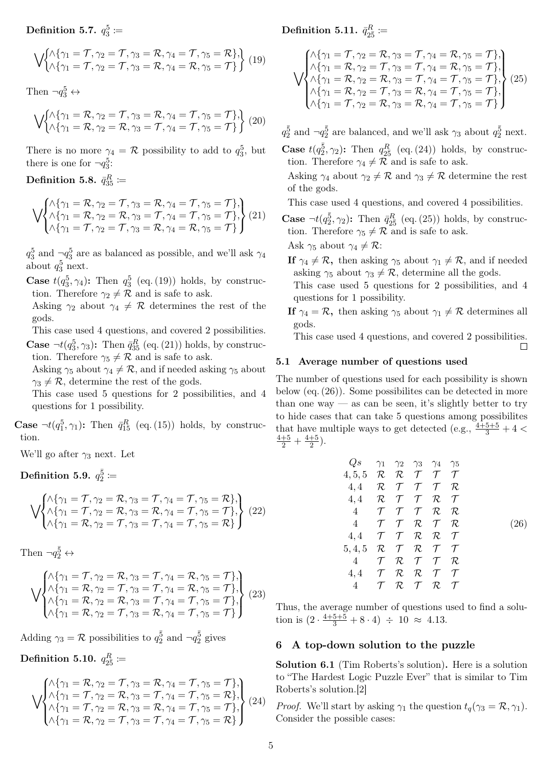**Definition 5.7.** $q_3^5 :=$

$$\bigvee\begin{Bmatrix}\wedge\{\gamma_1 = \mathcal{T}, \gamma_2 = \mathcal{T}, \gamma_3 = \mathcal{R}, \gamma_4 = \mathcal{T}, \gamma_5 = \mathcal{R}\},\\ \wedge\{\gamma_1 = \mathcal{T}, \gamma_2 = \mathcal{T}, \gamma_3 = \mathcal{R}, \gamma_4 = \mathcal{R}, \gamma_5 = \mathcal{T}\}\end{Bmatrix} \quad (19)$$

Then $\neg q_3^5 \leftrightarrow$

$$\bigvee\begin{Bmatrix}\wedge\{\gamma_1 = \mathcal{R}, \gamma_2 = \mathcal{T}, \gamma_3 = \mathcal{R}, \gamma_4 = \mathcal{T}, \gamma_5 = \mathcal{T}\},\\ \wedge\{\gamma_1 = \mathcal{R}, \gamma_2 = \mathcal{R}, \gamma_3 = \mathcal{T}, \gamma_4 = \mathcal{T}, \gamma_5 = \mathcal{T}\}\end{Bmatrix} \quad (20)$$

There is no more $\gamma_4 = \mathcal{R}$ possibility to add to $q_3^5$, but there is one for $\neg q_3^5$:

**Definition 5.8.** $\bar{q}_{35}^R :=$

$$\bigvee\begin{Bmatrix}\wedge\{\gamma_1 = \mathcal{R}, \gamma_2 = \mathcal{T}, \gamma_3 = \mathcal{R}, \gamma_4 = \mathcal{T}, \gamma_5 = \mathcal{T}\},\\ \wedge\{\gamma_1 = \mathcal{R}, \gamma_2 = \mathcal{R}, \gamma_3 = \mathcal{T}, \gamma_4 = \mathcal{T}, \gamma_5 = \mathcal{T}\},\\ \wedge\{\gamma_1 = \mathcal{T}, \gamma_2 = \mathcal{T}, \gamma_3 = \mathcal{R}, \gamma_4 = \mathcal{R}, \gamma_5 = \mathcal{T}\}\end{Bmatrix} \quad (21)$$

$q_3^5$ and $\neg q_3^5$ are as balanced as possible, and we'll ask $\gamma_4$ about $q_3^5$ next.

**Case $t(q_3^5, \gamma_4)$:** Then $q_3^5$ (eq. (19)) holds, by construction. Therefore $\gamma_2 \neq \mathcal{R}$ and is safe to ask.

Asking $\gamma_2$ about $\gamma_4 \neq \mathcal{R}$ determines the rest of the gods.

This case used 4 questions, and covered 2 possibilities.

**Case $\neg t(q_3^5, \gamma_3)$:** Then $\bar{q}_{35}^R$ (eq. (21)) holds, by construction. Therefore $\gamma_5 \neq \mathcal{R}$ and is safe to ask.

Asking $\gamma_5$ about $\gamma_4 \neq \mathcal{R}$, and if needed asking $\gamma_5$ about $\gamma_3 \neq \mathcal{R}$, determine the rest of the gods.

This case used 5 questions for 2 possibilities, and 4 questions for 1 possibility.

**Case $\neg t(q_1^5, \gamma_1)$:** Then $\bar{q}_{15}^R$ (eq. (15)) holds, by construction.

We'll go after $\gamma_3$ next. Let

**Definition 5.9.** $q_2^{\bar{5}} :=$

$$\bigvee\begin{Bmatrix}\wedge\{\gamma_1 = \mathcal{T}, \gamma_2 = \mathcal{R}, \gamma_3 = \mathcal{T}, \gamma_4 = \mathcal{T}, \gamma_5 = \mathcal{R}\},\\ \wedge\{\gamma_1 = \mathcal{T}, \gamma_2 = \mathcal{R}, \gamma_3 = \mathcal{R}, \gamma_4 = \mathcal{T}, \gamma_5 = \mathcal{T}\},\\ \wedge\{\gamma_1 = \mathcal{R}, \gamma_2 = \mathcal{T}, \gamma_3 = \mathcal{T}, \gamma_4 = \mathcal{T}, \gamma_5 = \mathcal{R}\}\end{Bmatrix} \quad (22)$$

Then $\neg q_2^{\bar{5}} \leftrightarrow$

$$\bigvee\begin{Bmatrix}\wedge\{\gamma_1 = \mathcal{T}, \gamma_2 = \mathcal{R}, \gamma_3 = \mathcal{T}, \gamma_4 = \mathcal{R}, \gamma_5 = \mathcal{T}\},\\ \wedge\{\gamma_1 = \mathcal{R}, \gamma_2 = \mathcal{T}, \gamma_3 = \mathcal{T}, \gamma_4 = \mathcal{R}, \gamma_5 = \mathcal{T}\},\\ \wedge\{\gamma_1 = \mathcal{R}, \gamma_2 = \mathcal{R}, \gamma_3 = \mathcal{T}, \gamma_4 = \mathcal{T}, \gamma_5 = \mathcal{T}\},\\ \wedge\{\gamma_1 = \mathcal{R}, \gamma_2 = \mathcal{T}, \gamma_3 = \mathcal{R}, \gamma_4 = \mathcal{T}, \gamma_5 = \mathcal{T}\}\end{Bmatrix} \quad (23)$$

Adding $\gamma_3 = \mathcal{R}$ possibilities to $q_2^{\bar{5}}$ and $\neg q_2^{\bar{5}}$ gives

**Definition 5.10.** $q_{2\bar{5}}^R :=$

$$\bigvee\begin{Bmatrix}\wedge\{\gamma_1 = \mathcal{R}, \gamma_2 = \mathcal{T}, \gamma_3 = \mathcal{R}, \gamma_4 = \mathcal{T}, \gamma_5 = \mathcal{T}\},\\ \wedge\{\gamma_1 = \mathcal{T}, \gamma_2 = \mathcal{R}, \gamma_3 = \mathcal{T}, \gamma_4 = \mathcal{T}, \gamma_5 = \mathcal{R}\},\\ \wedge\{\gamma_1 = \mathcal{T}, \gamma_2 = \mathcal{R}, \gamma_3 = \mathcal{R}, \gamma_4 = \mathcal{T}, \gamma_5 = \mathcal{T}\},\\ \wedge\{\gamma_1 = \mathcal{R}, \gamma_2 = \mathcal{T}, \gamma_3 = \mathcal{T}, \gamma_4 = \mathcal{T}, \gamma_5 = \mathcal{R}\}\end{Bmatrix} \quad (24)$$

**Definition 5.11.** $\bar{q}_{2\bar{5}}^R :=$

$$\bigvee\begin{Bmatrix}\wedge\{\gamma_1 = \mathcal{T}, \gamma_2 = \mathcal{R}, \gamma_3 = \mathcal{T}, \gamma_4 = \mathcal{R}, \gamma_5 = \mathcal{T}\},\\ \wedge\{\gamma_1 = \mathcal{R}, \gamma_2 = \mathcal{T}, \gamma_3 = \mathcal{T}, \gamma_4 = \mathcal{R}, \gamma_5 = \mathcal{T}\},\\ \wedge\{\gamma_1 = \mathcal{R}, \gamma_2 = \mathcal{R}, \gamma_3 = \mathcal{T}, \gamma_4 = \mathcal{T}, \gamma_5 = \mathcal{T}\},\\ \wedge\{\gamma_1 = \mathcal{R}, \gamma_2 = \mathcal{T}, \gamma_3 = \mathcal{R}, \gamma_4 = \mathcal{T}, \gamma_5 = \mathcal{T}\},\\ \wedge\{\gamma_1 = \mathcal{T}, \gamma_2 = \mathcal{R}, \gamma_3 = \mathcal{R}, \gamma_4 = \mathcal{T}, \gamma_5 = \mathcal{T}\}\end{Bmatrix} \quad (25)$$

$q_2^{\bar{5}}$ and $\neg q_2^{\bar{5}}$ are balanced, and we'll ask $\gamma_3$ about $q_2^{\bar{5}}$ next.

**Case $t(q_2^{\bar{5}}, \gamma_2)$:** Then $q_{2\bar{5}}^R$ (eq. (24)) holds, by construction. Therefore $\gamma_4 \neq \mathcal{R}$ and is safe to ask.

Asking $\gamma_4$ about $\gamma_2 \neq \mathcal{R}$ and $\gamma_3 \neq \mathcal{R}$ determine the rest of the gods.

This case used 4 questions, and covered 4 possibilities.

**Case $\neg t(q_2^{\bar{5}}, \gamma_2)$:** Then $\bar{q}_{2\bar{5}}^R$ (eq. (25)) holds, by construction. Therefore $\gamma_5 \neq \mathcal{R}$ and is safe to ask.

Ask $\gamma_5$ about $\gamma_4 \neq \mathcal{R}$:

**If $\gamma_4 \neq \mathcal{R}$,** then asking $\gamma_5$ about $\gamma_1 \neq \mathcal{R}$, and if needed asking $\gamma_5$ about $\gamma_3 \neq \mathcal{R}$, determine all the gods.

This case used 5 questions for 2 possibilities, and 4 questions for 1 possibility.

**If $\gamma_4 = \mathcal{R}$,** then asking $\gamma_5$ about $\gamma_1 \neq \mathcal{R}$ determines all gods.

This case used 4 questions, and covered 2 possibilities. ∎

### 5.1 Average number of questions used

The number of questions used for each possibility is shown below (eq. (26)). Some possibilites can be detected in more than one way — as can be seen, it's slightly better to try to hide cases that can take 5 questions among possibilites that have multiple ways to get detected (e.g., $\frac{4+5+5}{3} + 4 < \frac{4+5}{2} + \frac{4+5}{2}$).

$$\begin{array}{cccccc} Qs & \gamma_1 & \gamma_2 & \gamma_3 & \gamma_4 & \gamma_5 \\ 4,5,5 & \mathcal{R} & \mathcal{R} & \mathcal{T} & \mathcal{T} & \mathcal{T} \\ 4,4 & \mathcal{R} & \mathcal{T} & \mathcal{T} & \mathcal{T} & \mathcal{R} \\ 4,4 & \mathcal{R} & \mathcal{T} & \mathcal{T} & \mathcal{R} & \mathcal{T} \\ 4 & \mathcal{T} & \mathcal{T} & \mathcal{T} & \mathcal{R} & \mathcal{R} \\ 4 & \mathcal{T} & \mathcal{T} & \mathcal{R} & \mathcal{T} & \mathcal{R} \\ 4,4 & \mathcal{T} & \mathcal{T} & \mathcal{R} & \mathcal{R} & \mathcal{T} \\ 5,4,5 & \mathcal{R} & \mathcal{T} & \mathcal{R} & \mathcal{T} & \mathcal{T} \\ 4 & \mathcal{T} & \mathcal{R} & \mathcal{T} & \mathcal{T} & \mathcal{R} \\ 4,4 & \mathcal{T} & \mathcal{R} & \mathcal{R} & \mathcal{T} & \mathcal{T} \\ 4 & \mathcal{T} & \mathcal{R} & \mathcal{T} & \mathcal{R} & \mathcal{T} \end{array} \quad (26)$$

Thus, the average number of questions used to find a solution is $(2 \cdot \frac{4+5+5}{3} + 8 \cdot 4) \div 10 \approx 4.13$.

## 6 A top-down solution to the puzzle

**Solution 6.1** (Tim Roberts's solution)**.** Here is a solution to "The Hardest Logic Puzzle Ever" that is similar to Tim Roberts's solution.[2]

*Proof.* We'll start by asking $\gamma_1$ the question $t_q(\gamma_3 = \mathcal{R}, \gamma_1)$. Consider the possible cases: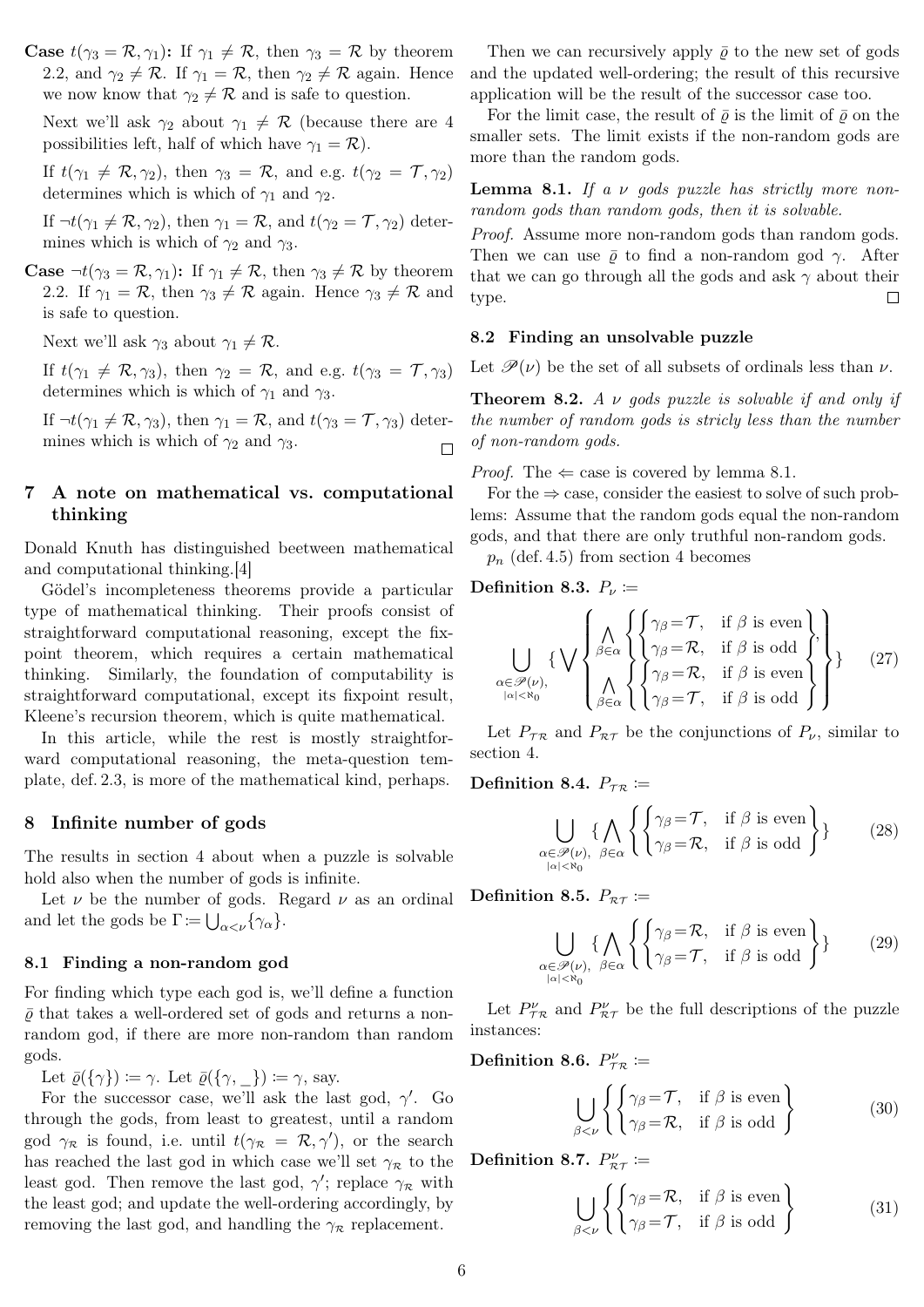**Case** $t(\gamma_3 = \mathcal{R}, \gamma_1)$**:** If $\gamma_1 \neq \mathcal{R}$, then $\gamma_3 = \mathcal{R}$ by theorem 2.2, and $\gamma_2 \neq \mathcal{R}$. If $\gamma_1 = \mathcal{R}$, then $\gamma_2 \neq \mathcal{R}$ again. Hence we now know that $\gamma_2 \neq \mathcal{R}$ and is safe to question.

Next we'll ask $\gamma_2$ about $\gamma_1 \neq \mathcal{R}$ (because there are 4 possibilities left, half of which have $\gamma_1 = \mathcal{R}$).

If $t(\gamma_1 \neq \mathcal{R}, \gamma_2)$, then $\gamma_3 = \mathcal{R}$, and e.g. $t(\gamma_2 = \mathcal{T}, \gamma_2)$ determines which is which of $\gamma_1$ and $\gamma_2$.

If $\neg t(\gamma_1 \neq \mathcal{R}, \gamma_2)$, then $\gamma_1 = \mathcal{R}$, and $t(\gamma_2 = \mathcal{T}, \gamma_2)$ determines which is which of $\gamma_2$ and $\gamma_3$.

**Case** $\neg t(\gamma_3 = \mathcal{R}, \gamma_1)$**:** If $\gamma_1 \neq \mathcal{R}$, then $\gamma_3 \neq \mathcal{R}$ by theorem 2.2. If $\gamma_1 = \mathcal{R}$, then $\gamma_3 \neq \mathcal{R}$ again. Hence $\gamma_3 \neq \mathcal{R}$ and is safe to question.

Next we'll ask $\gamma_3$ about $\gamma_1 \neq \mathcal{R}$.

If $t(\gamma_1 \neq \mathcal{R}, \gamma_3)$, then $\gamma_2 = \mathcal{R}$, and e.g. $t(\gamma_3 = \mathcal{T}, \gamma_3)$ determines which is which of $\gamma_1$ and $\gamma_3$.

If $\neg t(\gamma_1 \neq \mathcal{R}, \gamma_3)$, then $\gamma_1 = \mathcal{R}$, and $t(\gamma_3 = \mathcal{T}, \gamma_3)$ determines which is which of $\gamma_2$ and $\gamma_3$. □

## 7 A note on mathematical vs. computational thinking

Donald Knuth has distinguished beetween mathematical and computational thinking.[4]

Gödel's incompleteness theorems provide a particular type of mathematical thinking. Their proofs consist of straightforward computational reasoning, except the fixpoint theorem, which requires a certain mathematical thinking. Similarly, the foundation of computability is straightforward computational, except its fixpoint result, Kleene's recursion theorem, which is quite mathematical.

In this article, while the rest is mostly straightforward computational reasoning, the meta-question template, def. 2.3, is more of the mathematical kind, perhaps.

## 8 Infinite number of gods

The results in section 4 about when a puzzle is solvable hold also when the number of gods is infinite.

Let $\nu$ be the number of gods. Regard $\nu$ as an ordinal and let the gods be $\Gamma := \bigcup_{\alpha<\nu}\{\gamma_\alpha\}$.

### 8.1 Finding a non-random god

For finding which type each god is, we'll define a function $\bar{\varrho}$ that takes a well-ordered set of gods and returns a non-random god, if there are more non-random than random gods.

Let $\bar{\varrho}(\{\gamma\}) := \gamma$. Let $\bar{\varrho}(\{\gamma, \_\}) := \gamma$, say.

For the successor case, we'll ask the last god, $\gamma'$. Go through the gods, from least to greatest, until a random god $\gamma_\mathcal{R}$ is found, i.e. until $t(\gamma_\mathcal{R} = \mathcal{R}, \gamma')$, or the search has reached the last god in which case we'll set $\gamma_\mathcal{R}$ to the least god. Then remove the last god, $\gamma'$; replace $\gamma_\mathcal{R}$ with the least god; and update the well-ordering accordingly, by removing the last god, and handling the $\gamma_\mathcal{R}$ replacement.

Then we can recursively apply $\bar{\varrho}$ to the new set of gods and the updated well-ordering; the result of this recursive application will be the result of the successor case too.

For the limit case, the result of $\bar{\varrho}$ is the limit of $\bar{\varrho}$ on the smaller sets. The limit exists if the non-random gods are more than the random gods.

**Lemma 8.1.** *If a $\nu$ gods puzzle has strictly more non-random gods than random gods, then it is solvable.*

*Proof.* Assume more non-random gods than random gods. Then we can use $\bar{\varrho}$ to find a non-random god $\gamma$. After that we can go through all the gods and ask $\gamma$ about their type. □

### 8.2 Finding an unsolvable puzzle

Let $\mathscr{P}(\nu)$ be the set of all subsets of ordinals less than $\nu$.

**Theorem 8.2.** *A $\nu$ gods puzzle is solvable if and only if the number of random gods is stricly less than the number of non-random gods.*

*Proof.* The $\Leftarrow$ case is covered by lemma 8.1.

For the $\Rightarrow$ case, consider the easiest to solve of such problems: Assume that the random gods equal the non-random gods, and that there are only truthful non-random gods.

$p_n$ (def. 4.5) from section 4 becomes

**Definition 8.3.** $P_\nu :=$

$$\bigcup_{\substack{\alpha\in\mathscr{P}(\nu),\\ |\alpha|<\aleph_0}} \{\bigvee \left\{ \begin{array}{l} \bigwedge_{\beta\in\alpha} \left\{ \begin{cases} \gamma_\beta = \mathcal{T}, & \text{if } \beta \text{ is even} \\ \gamma_\beta = \mathcal{R}, & \text{if } \beta \text{ is odd} \end{cases} \right\}, \\ \bigwedge_{\beta\in\alpha} \left\{ \begin{cases} \gamma_\beta = \mathcal{R}, & \text{if } \beta \text{ is even} \\ \gamma_\beta = \mathcal{T}, & \text{if } \beta \text{ is odd} \end{cases} \right\} \end{array} \right\}\} \tag{27}$$

Let $P_{\mathcal{TR}}$ and $P_{\mathcal{RT}}$ be the conjunctions of $P_\nu$, similar to section 4.

**Definition 8.4.** $P_{\mathcal{TR}} :=$

$$\bigcup_{\substack{\alpha\in\mathscr{P}(\nu),\\ |\alpha|<\aleph_0}} \{\bigwedge_{\beta\in\alpha} \left\{ \begin{cases} \gamma_\beta = \mathcal{T}, & \text{if } \beta \text{ is even} \\ \gamma_\beta = \mathcal{R}, & \text{if } \beta \text{ is odd} \end{cases} \right\}\} \tag{28}$$

**Definition 8.5.** $P_{\mathcal{RT}} :=$

$$\bigcup_{\substack{\alpha\in\mathscr{P}(\nu),\\ |\alpha|<\aleph_0}} \{\bigwedge_{\beta\in\alpha} \left\{ \begin{cases} \gamma_\beta = \mathcal{R}, & \text{if } \beta \text{ is even} \\ \gamma_\beta = \mathcal{T}, & \text{if } \beta \text{ is odd} \end{cases} \right\}\} \tag{29}$$

Let $P^\nu_{\mathcal{TR}}$ and $P^\nu_{\mathcal{RT}}$ be the full descriptions of the puzzle instances:

**Definition 8.6.** $P^\nu_{\mathcal{TR}} :=$

$$\bigcup_{\beta<\nu} \left\{ \begin{cases} \gamma_\beta = \mathcal{T}, & \text{if } \beta \text{ is even} \\ \gamma_\beta = \mathcal{R}, & \text{if } \beta \text{ is odd} \end{cases} \right\} \tag{30}$$

**Definition 8.7.** $P^\nu_{\mathcal{RT}} :=$

$$\bigcup_{\beta<\nu} \left\{ \begin{cases} \gamma_\beta = \mathcal{R}, & \text{if } \beta \text{ is even} \\ \gamma_\beta = \mathcal{T}, & \text{if } \beta \text{ is odd} \end{cases} \right\} \tag{31}$$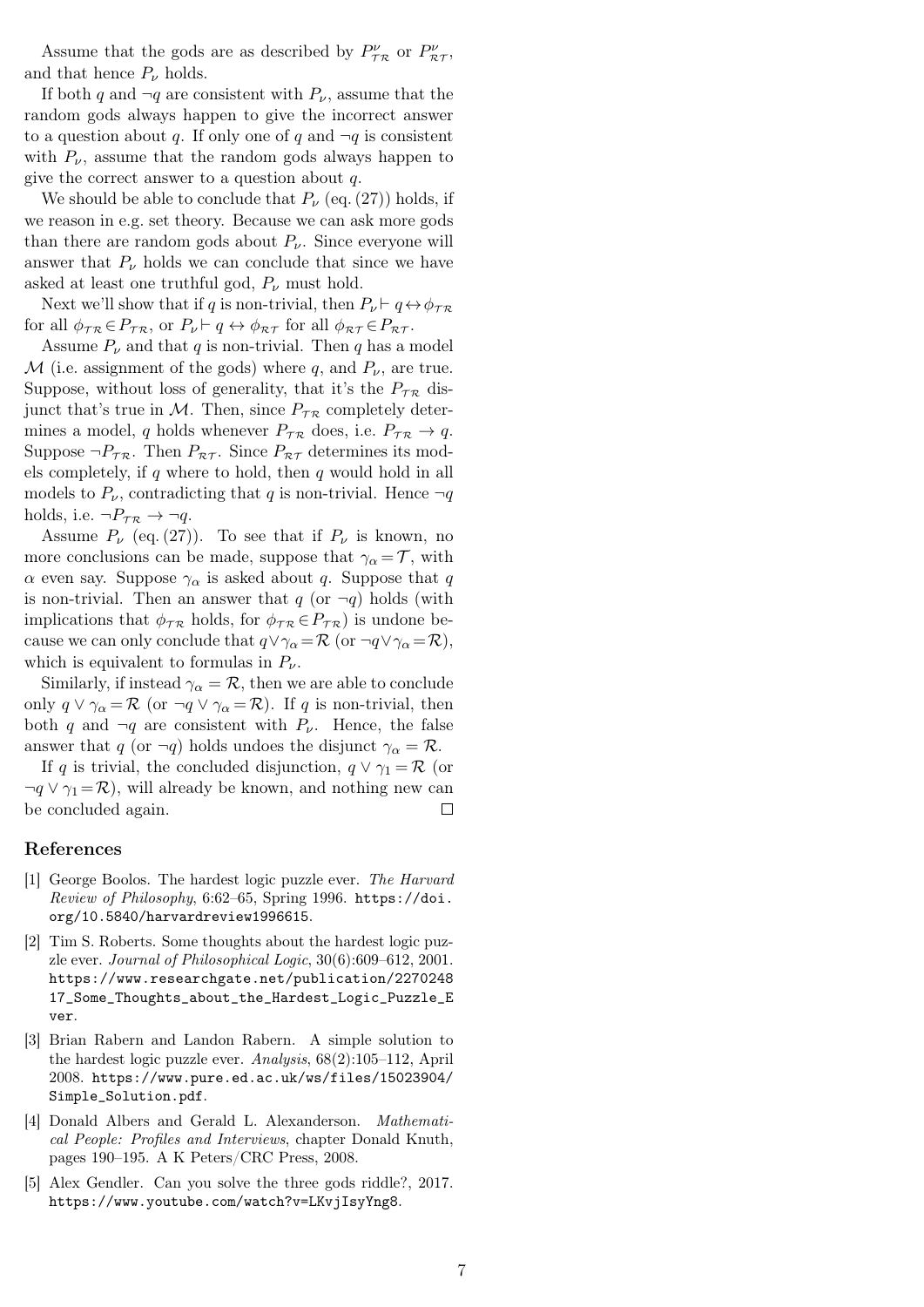Assume that the gods are as described by $P^{\nu}_{\mathcal{TR}}$ or $P^{\nu}_{\mathcal{RT}}$, and that hence $P_\nu$ holds.

If both $q$ and $\neg q$ are consistent with $P_\nu$, assume that the random gods always happen to give the incorrect answer to a question about $q$. If only one of $q$ and $\neg q$ is consistent with $P_\nu$, assume that the random gods always happen to give the correct answer to a question about $q$.

We should be able to conclude that $P_\nu$ (eq. (27)) holds, if we reason in e.g. set theory. Because we can ask more gods than there are random gods about $P_\nu$. Since everyone will answer that $P_\nu$ holds we can conclude that since we have asked at least one truthful god, $P_\nu$ must hold.

Next we'll show that if $q$ is non-trivial, then $P_\nu \vdash q \leftrightarrow \phi_{\mathcal{TR}}$ for all $\phi_{\mathcal{TR}} \in P_{\mathcal{TR}}$, or $P_\nu \vdash q \leftrightarrow \phi_{\mathcal{RT}}$ for all $\phi_{\mathcal{RT}} \in P_{\mathcal{RT}}$.

Assume $P_\nu$ and that $q$ is non-trivial. Then $q$ has a model $\mathcal{M}$ (i.e. assignment of the gods) where $q$, and $P_\nu$, are true. Suppose, without loss of generality, that it's the $P_{\mathcal{TR}}$ disjunct that's true in $\mathcal{M}$. Then, since $P_{\mathcal{TR}}$ completely determines a model, $q$ holds whenever $P_{\mathcal{TR}}$ does, i.e. $P_{\mathcal{TR}} \to q$. Suppose $\neg P_{\mathcal{TR}}$. Then $P_{\mathcal{RT}}$. Since $P_{\mathcal{RT}}$ determines its models completely, if $q$ where to hold, then $q$ would hold in all models to $P_\nu$, contradicting that $q$ is non-trivial. Hence $\neg q$ holds, i.e. $\neg P_{\mathcal{TR}} \to \neg q$.

Assume $P_\nu$ (eq. (27)). To see that if $P_\nu$ is known, no more conclusions can be made, suppose that $\gamma_\alpha = \mathcal{T}$, with $\alpha$ even say. Suppose $\gamma_\alpha$ is asked about $q$. Suppose that $q$ is non-trivial. Then an answer that $q$ (or $\neg q$) holds (with implications that $\phi_{\mathcal{TR}}$ holds, for $\phi_{\mathcal{TR}} \in P_{\mathcal{TR}}$) is undone because we can only conclude that $q \vee \gamma_\alpha = \mathcal{R}$ (or $\neg q \vee \gamma_\alpha = \mathcal{R}$), which is equivalent to formulas in $P_\nu$.

Similarly, if instead $\gamma_\alpha = \mathcal{R}$, then we are able to conclude only $q \vee \gamma_\alpha = \mathcal{R}$ (or $\neg q \vee \gamma_\alpha = \mathcal{R}$). If $q$ is non-trivial, then both $q$ and $\neg q$ are consistent with $P_\nu$. Hence, the false answer that $q$ (or $\neg q$) holds undoes the disjunct $\gamma_\alpha = \mathcal{R}$.

If $q$ is trivial, the concluded disjunction, $q \vee \gamma_1 = \mathcal{R}$ (or $\neg q \vee \gamma_1 = \mathcal{R}$), will already be known, and nothing new can be concluded again. □

## References

[1] George Boolos. The hardest logic puzzle ever. *The Harvard Review of Philosophy*, 6:62–65, Spring 1996. https://doi.org/10.5840/harvardreview1996615.

[2] Tim S. Roberts. Some thoughts about the hardest logic puzzle ever. *Journal of Philosophical Logic*, 30(6):609–612, 2001. https://www.researchgate.net/publication/227024817_Some_Thoughts_about_the_Hardest_Logic_Puzzle_Ever.

[3] Brian Rabern and Landon Rabern. A simple solution to the hardest logic puzzle ever. *Analysis*, 68(2):105–112, April 2008. https://www.pure.ed.ac.uk/ws/files/15023904/Simple_Solution.pdf.

[4] Donald Albers and Gerald L. Alexanderson. *Mathematical People: Profiles and Interviews*, chapter Donald Knuth, pages 190–195. A K Peters/CRC Press, 2008.

[5] Alex Gendler. Can you solve the three gods riddle?, 2017. https://www.youtube.com/watch?v=LKvjIsyYng8.